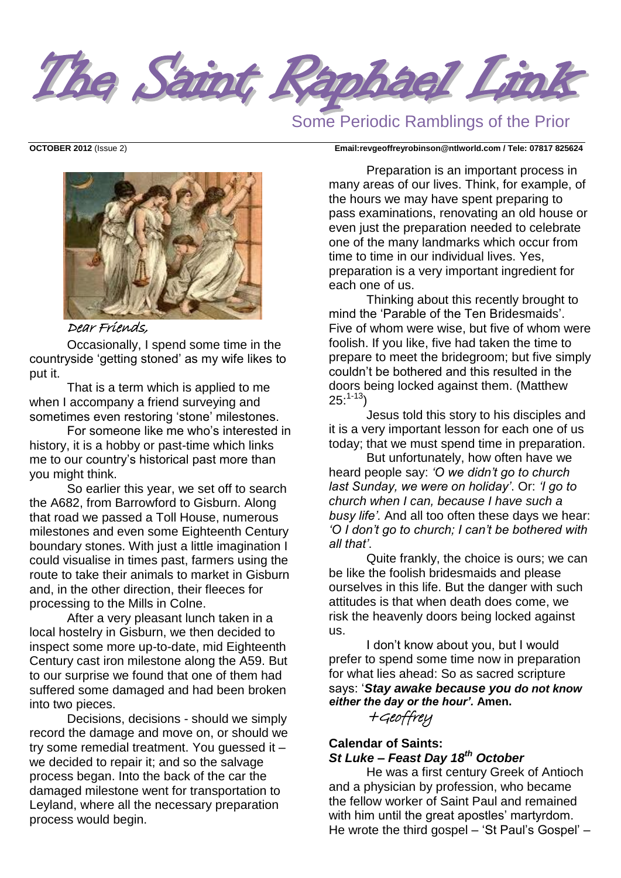# The Saint Raphael Link

Some Periodic Ramblings of the Prior

**OCTOBER 2012** (Issue 2) **Email:revgeoffreyrobinson@ntlworld.com / Tele: 07817 825624**

*Dear Friends,*

Occasionally, I spend some time in the countryside 'getting stoned' as my wife likes to put it.

That is a term which is applied to me when I accompany a friend surveying and sometimes even restoring 'stone' milestones.

For someone like me who's interested in history, it is a hobby or past-time which links me to our country's historical past more than you might think.

So earlier this year, we set off to search the A682, from Barrowford to Gisburn. Along that road we passed a Toll House, numerous milestones and even some Eighteenth Century boundary stones. With just a little imagination I could visualise in times past, farmers using the route to take their animals to market in Gisburn and, in the other direction, their fleeces for processing to the Mills in Colne.

After a very pleasant lunch taken in a local hostelry in Gisburn, we then decided to inspect some more up-to-date, mid Eighteenth Century cast iron milestone along the A59. But to our surprise we found that one of them had suffered some damaged and had been broken into two pieces.

Decisions, decisions - should we simply record the damage and move on, or should we try some remedial treatment. You guessed it – we decided to repair it; and so the salvage process began. Into the back of the car the damaged milestone went for transportation to Leyland, where all the necessary preparation process would begin.

Preparation is an important process in many areas of our lives. Think, for example, of the hours we may have spent preparing to pass examinations, renovating an old house or even just the preparation needed to celebrate one of the many landmarks which occur from time to time in our individual lives. Yes, preparation is a very important ingredient for each one of us.

Thinking about this recently brought to mind the 'Parable of the Ten Bridesmaids'. Five of whom were wise, but five of whom were foolish. If you like, five had taken the time to prepare to meet the bridegroom; but five simply couldn't be bothered and this resulted in the doors being locked against them. (Matthew 25:[1-13])

Jesus told this story to his disciples and it is a very important lesson for each one of us today; that we must spend time in preparation.

But unfortunately, how often have we heard people say: *'O we didn't go to church last Sunday, we were on holiday'*. Or: *'I go to church when I can, because I have such a busy life'.* And all too often these days we hear: *'O I don't go to church; I can't be bothered with all that'*.

Quite frankly, the choice is ours; we can be like the foolish bridesmaids and please ourselves in this life. But the danger with such attitudes is that when death does come, we risk the heavenly doors being locked against us.

I don't know about you, but I would prefer to spend some time now in preparation for what lies ahead: So as sacred scripture says: '***Stay awake because you do not know either the day or the hour'.*** **Amen.**

*+Geoffrey*

### Calendar of Saints:
### *St Luke – Feast Day 18th October*

He was a first century Greek of Antioch and a physician by profession, who became the fellow worker of Saint Paul and remained with him until the great apostles' martyrdom. He wrote the third gospel – 'St Paul's Gospel' –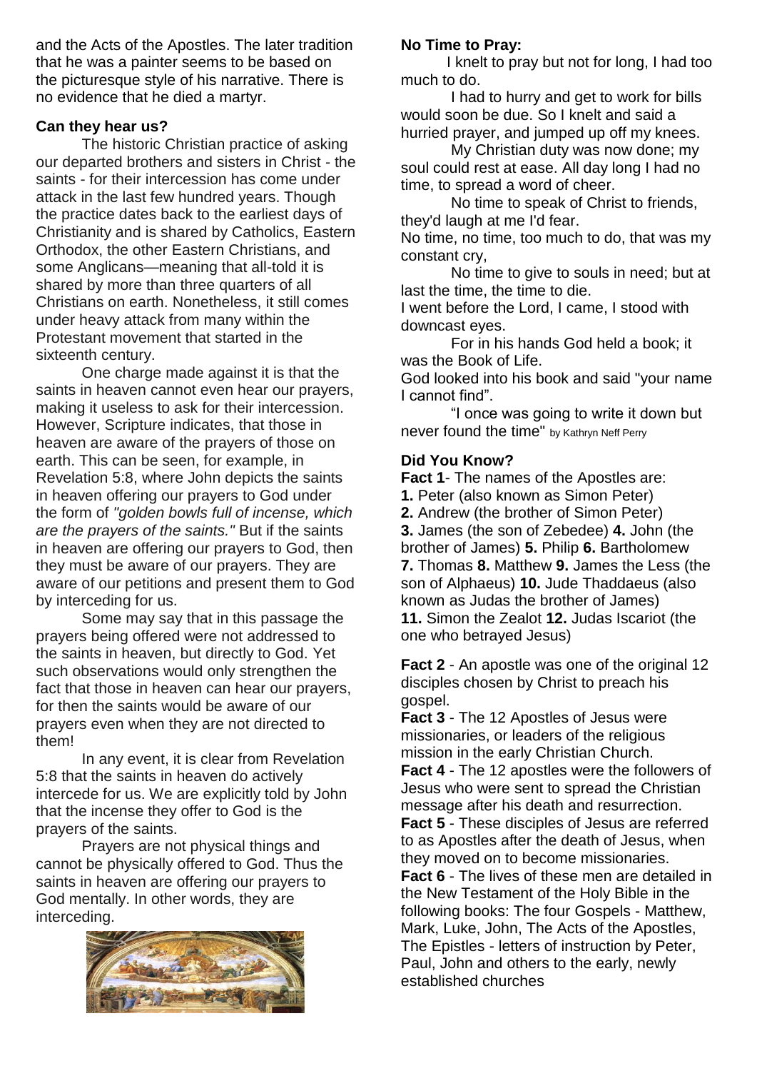and the Acts of the Apostles. The later tradition that he was a painter seems to be based on the picturesque style of his narrative. There is no evidence that he died a martyr.

**Can they hear us?**

The historic Christian practice of asking our departed brothers and sisters in Christ - the saints - for their intercession has come under attack in the last few hundred years. Though the practice dates back to the earliest days of Christianity and is shared by Catholics, Eastern Orthodox, the other Eastern Christians, and some Anglicans—meaning that all-told it is shared by more than three quarters of all Christians on earth. Nonetheless, it still comes under heavy attack from many within the Protestant movement that started in the sixteenth century.

One charge made against it is that the saints in heaven cannot even hear our prayers, making it useless to ask for their intercession. However, Scripture indicates, that those in heaven are aware of the prayers of those on earth. This can be seen, for example, in Revelation 5:8, where John depicts the saints in heaven offering our prayers to God under the form of *"golden bowls full of incense, which are the prayers of the saints."* But if the saints in heaven are offering our prayers to God, then they must be aware of our prayers. They are aware of our petitions and present them to God by interceding for us.

Some may say that in this passage the prayers being offered were not addressed to the saints in heaven, but directly to God. Yet such observations would only strengthen the fact that those in heaven can hear our prayers, for then the saints would be aware of our prayers even when they are not directed to them!

In any event, it is clear from Revelation 5:8 that the saints in heaven do actively intercede for us. We are explicitly told by John that the incense they offer to God is the prayers of the saints.

Prayers are not physical things and cannot be physically offered to God. Thus the saints in heaven are offering our prayers to God mentally. In other words, they are interceding.

**No Time to Pray:**

I knelt to pray but not for long, I had too much to do.

I had to hurry and get to work for bills would soon be due. So I knelt and said a hurried prayer, and jumped up off my knees.

My Christian duty was now done; my soul could rest at ease. All day long I had no time, to spread a word of cheer.

No time to speak of Christ to friends, they'd laugh at me I'd fear.
No time, no time, too much to do, that was my constant cry,

No time to give to souls in need; but at last the time, the time to die.
I went before the Lord, I came, I stood with downcast eyes.

For in his hands God held a book; it was the Book of Life.
God looked into his book and said "your name I cannot find".

"I once was going to write it down but never found the time" by Kathryn Neff Perry

**Did You Know?**

**Fact 1**- The names of the Apostles are:
**1.** Peter (also known as Simon Peter)
**2.** Andrew (the brother of Simon Peter)
**3.** James (the son of Zebedee) **4.** John (the brother of James) **5.** Philip **6.** Bartholomew **7.** Thomas **8.** Matthew **9.** James the Less (the son of Alphaeus) **10.** Jude Thaddaeus (also known as Judas the brother of James)
**11.** Simon the Zealot **12.** Judas Iscariot (the one who betrayed Jesus)

**Fact 2** - An apostle was one of the original 12 disciples chosen by Christ to preach his gospel.
**Fact 3** - The 12 Apostles of Jesus were missionaries, or leaders of the religious mission in the early Christian Church.
**Fact 4** - The 12 apostles were the followers of Jesus who were sent to spread the Christian message after his death and resurrection.
**Fact 5** - These disciples of Jesus are referred to as Apostles after the death of Jesus, when they moved on to become missionaries.
**Fact 6** - The lives of these men are detailed in the New Testament of the Holy Bible in the following books: The four Gospels - Matthew, Mark, Luke, John, The Acts of the Apostles, The Epistles - letters of instruction by Peter, Paul, John and others to the early, newly established churches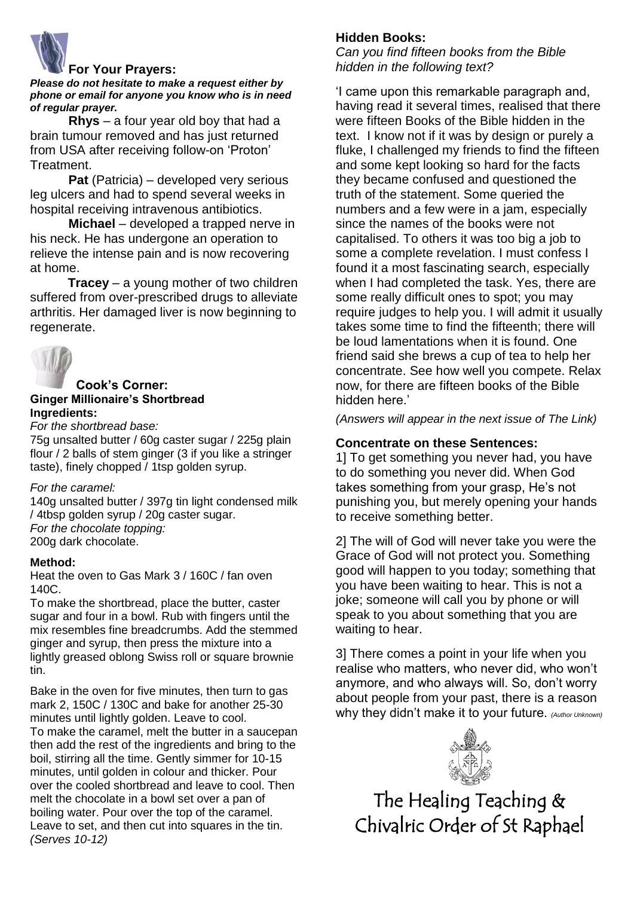## For Your Prayers:

***Please do not hesitate to make a request either by phone or email for anyone you know who is in need of regular prayer.***

**Rhys** – a four year old boy that had a brain tumour removed and has just returned from USA after receiving follow-on 'Proton' Treatment.

**Pat** (Patricia) – developed very serious leg ulcers and had to spend several weeks in hospital receiving intravenous antibiotics.

**Michael** – developed a trapped nerve in his neck. He has undergone an operation to relieve the intense pain and is now recovering at home.

**Tracey** – a young mother of two children suffered from over-prescribed drugs to alleviate arthritis. Her damaged liver is now beginning to regenerate.

## Cook's Corner:

**Ginger Millionaire's Shortbread**

**Ingredients:**

*For the shortbread base:*

75g unsalted butter / 60g caster sugar / 225g plain flour / 2 balls of stem ginger (3 if you like a stringer taste), finely chopped / 1tsp golden syrup.

*For the caramel:*

140g unsalted butter / 397g tin light condensed milk / 4tbsp golden syrup / 20g caster sugar.

*For the chocolate topping:*

200g dark chocolate.

**Method:**

Heat the oven to Gas Mark 3 / 160C / fan oven 140C.

To make the shortbread, place the butter, caster sugar and four in a bowl. Rub with fingers until the mix resembles fine breadcrumbs. Add the stemmed ginger and syrup, then press the mixture into a lightly greased oblong Swiss roll or square brownie tin.

Bake in the oven for five minutes, then turn to gas mark 2, 150C / 130C and bake for another 25-30 minutes until lightly golden. Leave to cool.

To make the caramel, melt the butter in a saucepan then add the rest of the ingredients and bring to the boil, stirring all the time. Gently simmer for 10-15 minutes, until golden in colour and thicker. Pour over the cooled shortbread and leave to cool. Then melt the chocolate in a bowl set over a pan of boiling water. Pour over the top of the caramel. Leave to set, and then cut into squares in the tin. *(Serves 10-12)*

## Hidden Books:

*Can you find fifteen books from the Bible hidden in the following text?*

'I came upon this remarkable paragraph and, having read it several times, realised that there were fifteen Books of the Bible hidden in the text. I know not if it was by design or purely a fluke, I challenged my friends to find the fifteen and some kept looking so hard for the facts they became confused and questioned the truth of the statement. Some queried the numbers and a few were in a jam, especially since the names of the books were not capitalised. To others it was too big a job to some a complete revelation. I must confess I found it a most fascinating search, especially when I had completed the task. Yes, there are some really difficult ones to spot; you may require judges to help you. I will admit it usually takes some time to find the fifteenth; there will be loud lamentations when it is found. One friend said she brews a cup of tea to help her concentrate. See how well you compete. Relax now, for there are fifteen books of the Bible hidden here.'

*(Answers will appear in the next issue of The Link)*

## Concentrate on these Sentences:

1] To get something you never had, you have to do something you never did. When God takes something from your grasp, He's not punishing you, but merely opening your hands to receive something better.

2] The will of God will never take you were the Grace of God will not protect you. Something good will happen to you today; something that you have been waiting to hear. This is not a joke; someone will call you by phone or will speak to you about something that you are waiting to hear.

3] There comes a point in your life when you realise who matters, who never did, who won't anymore, and who always will. So, don't worry about people from your past, there is a reason why they didn't make it to your future. *(Author Unknown)*

The Healing Teaching & Chivalric Order of St Raphael